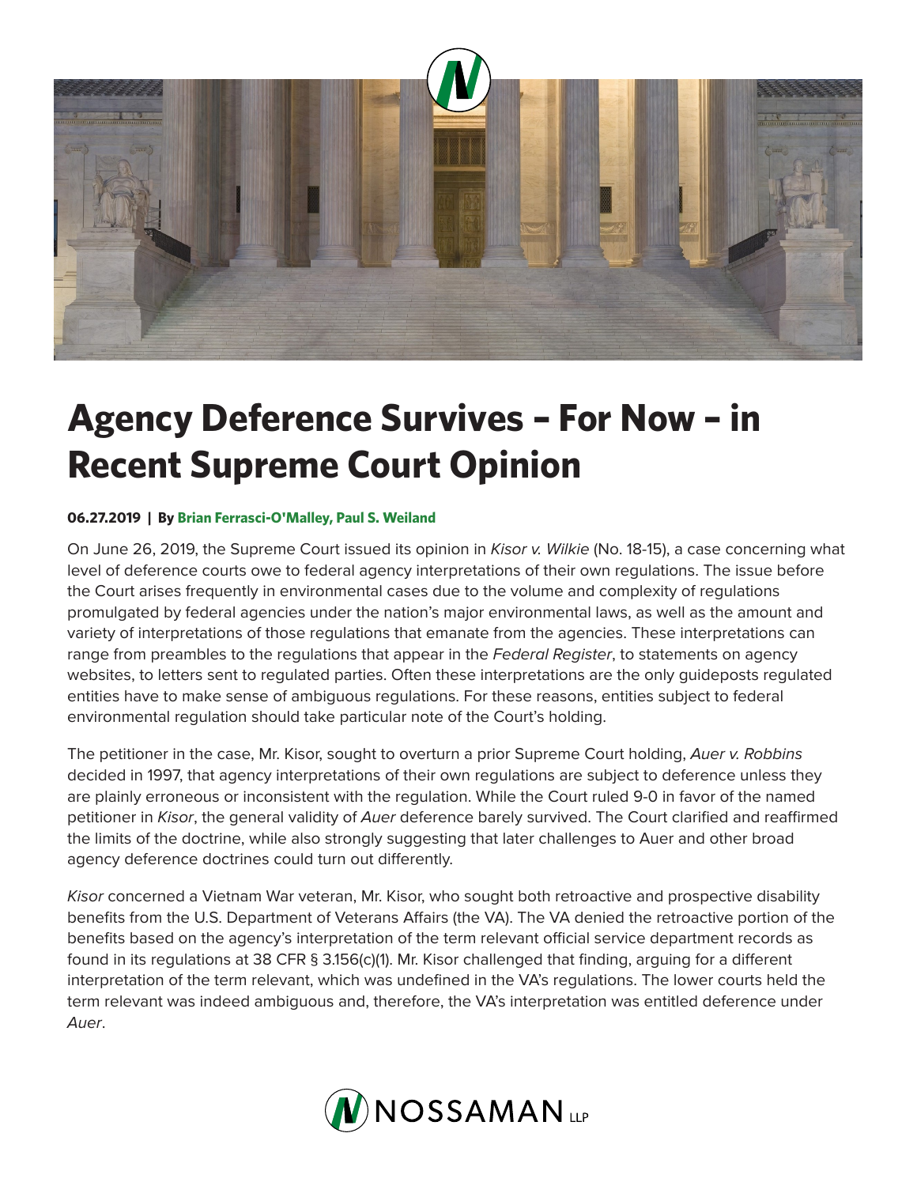# Agency Deference Survives – For Now – in Recent Supreme Court Opinion

**06.27.2019 | By Brian Ferrasci-O'Malley, Paul S. Weiland**

On June 26, 2019, the Supreme Court issued its opinion in *Kisor v. Wilkie* (No. 18-15), a case concerning what level of deference courts owe to federal agency interpretations of their own regulations. The issue before the Court arises frequently in environmental cases due to the volume and complexity of regulations promulgated by federal agencies under the nation's major environmental laws, as well as the amount and variety of interpretations of those regulations that emanate from the agencies. These interpretations can range from preambles to the regulations that appear in the *Federal Register*, to statements on agency websites, to letters sent to regulated parties. Often these interpretations are the only guideposts regulated entities have to make sense of ambiguous regulations. For these reasons, entities subject to federal environmental regulation should take particular note of the Court's holding.

The petitioner in the case, Mr. Kisor, sought to overturn a prior Supreme Court holding, *Auer v. Robbins* decided in 1997, that agency interpretations of their own regulations are subject to deference unless they are plainly erroneous or inconsistent with the regulation. While the Court ruled 9-0 in favor of the named petitioner in *Kisor*, the general validity of *Auer* deference barely survived. The Court clarified and reaffirmed the limits of the doctrine, while also strongly suggesting that later challenges to Auer and other broad agency deference doctrines could turn out differently.

*Kisor* concerned a Vietnam War veteran, Mr. Kisor, who sought both retroactive and prospective disability benefits from the U.S. Department of Veterans Affairs (the VA). The VA denied the retroactive portion of the benefits based on the agency's interpretation of the term relevant official service department records as found in its regulations at 38 CFR § 3.156(c)(1). Mr. Kisor challenged that finding, arguing for a different interpretation of the term relevant, which was undefined in the VA's regulations. The lower courts held the term relevant was indeed ambiguous and, therefore, the VA's interpretation was entitled deference under *Auer*.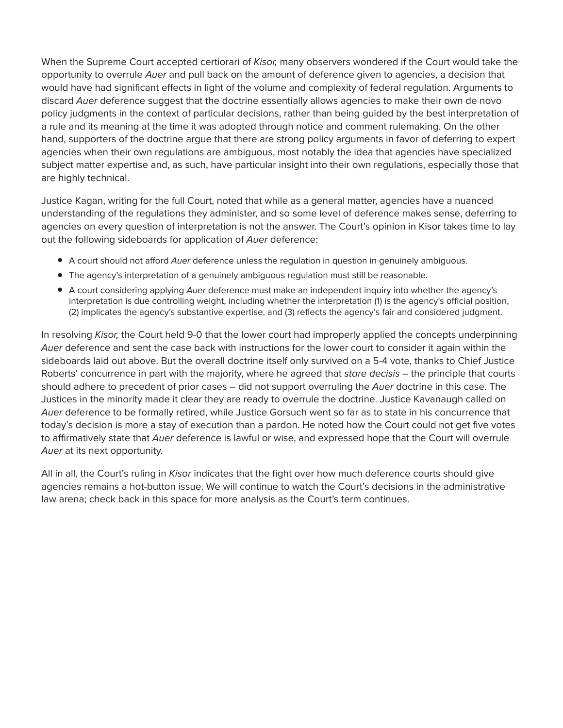When the Supreme Court accepted certiorari of *Kisor,* many observers wondered if the Court would take the opportunity to overrule *Auer* and pull back on the amount of deference given to agencies, a decision that would have had significant effects in light of the volume and complexity of federal regulation. Arguments to discard *Auer* deference suggest that the doctrine essentially allows agencies to make their own de novo policy judgments in the context of particular decisions, rather than being guided by the best interpretation of a rule and its meaning at the time it was adopted through notice and comment rulemaking. On the other hand, supporters of the doctrine argue that there are strong policy arguments in favor of deferring to expert agencies when their own regulations are ambiguous, most notably the idea that agencies have specialized subject matter expertise and, as such, have particular insight into their own regulations, especially those that are highly technical.

Justice Kagan, writing for the full Court, noted that while as a general matter, agencies have a nuanced understanding of the regulations they administer, and so some level of deference makes sense, deferring to agencies on every question of interpretation is not the answer. The Court's opinion in Kisor takes time to lay out the following sideboards for application of *Auer* deference:

- A court should not afford *Auer* deference unless the regulation in question in genuinely ambiguous.
- The agency's interpretation of a genuinely ambiguous regulation must still be reasonable.
- A court considering applying *Auer* deference must make an independent inquiry into whether the agency's interpretation is due controlling weight, including whether the interpretation (1) is the agency's official position, (2) implicates the agency's substantive expertise, and (3) reflects the agency's fair and considered judgment.

In resolving *Kisor,* the Court held 9-0 that the lower court had improperly applied the concepts underpinning *Auer* deference and sent the case back with instructions for the lower court to consider it again within the sideboards laid out above. But the overall doctrine itself only survived on a 5-4 vote, thanks to Chief Justice Roberts' concurrence in part with the majority, where he agreed that *stare decisis* – the principle that courts should adhere to precedent of prior cases – did not support overruling the *Auer* doctrine in this case. The Justices in the minority made it clear they are ready to overrule the doctrine. Justice Kavanaugh called on *Auer* deference to be formally retired, while Justice Gorsuch went so far as to state in his concurrence that today's decision is more a stay of execution than a pardon. He noted how the Court could not get five votes to affirmatively state that *Auer* deference is lawful or wise, and expressed hope that the Court will overrule *Auer* at its next opportunity.

All in all, the Court's ruling in *Kisor* indicates that the fight over how much deference courts should give agencies remains a hot-button issue. We will continue to watch the Court's decisions in the administrative law arena; check back in this space for more analysis as the Court's term continues.